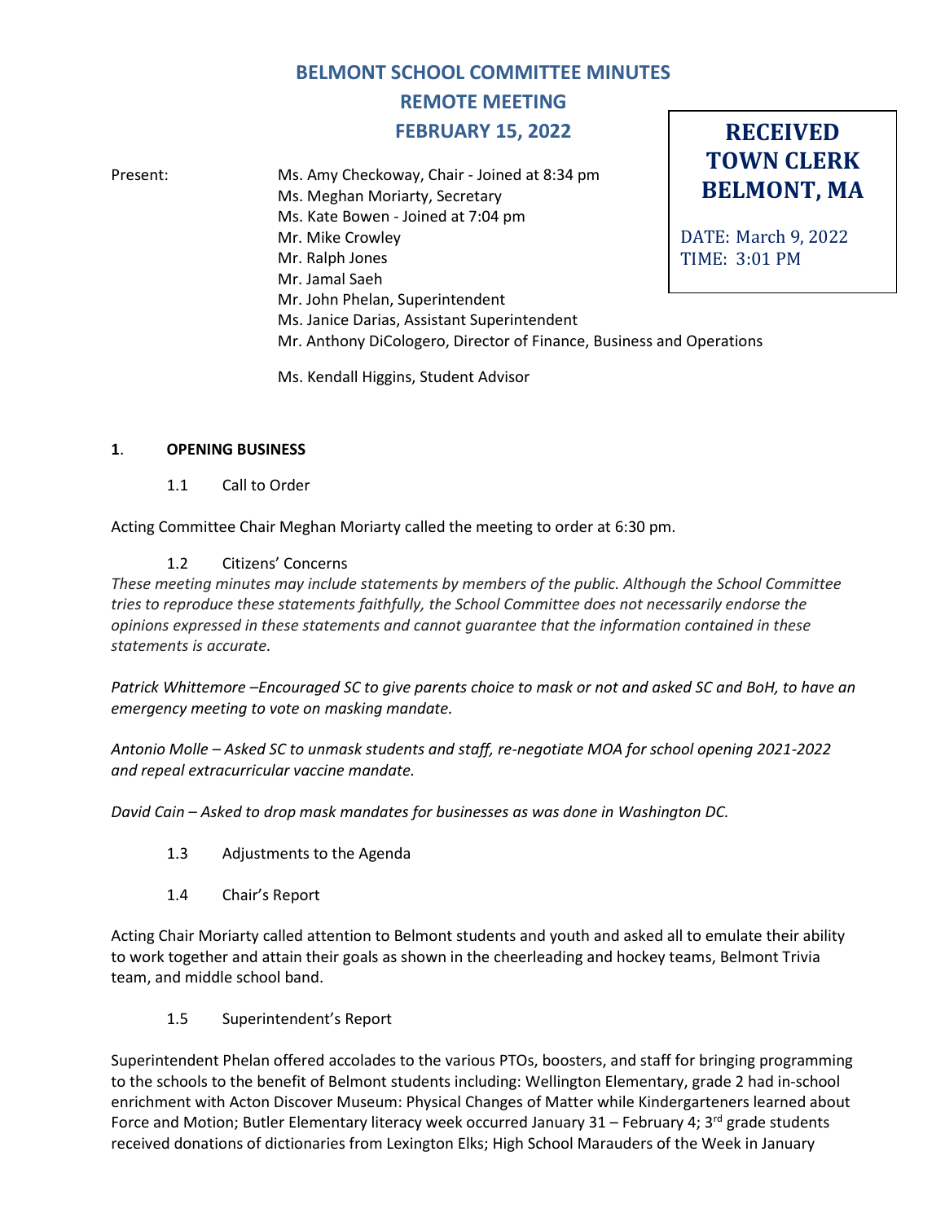# BELMONT SCHOOL COMMITTEE MINUTES
## REMOTE MEETING
## FEBRUARY 15, 2022

**RECEIVED**
**TOWN CLERK**
**BELMONT, MA**

DATE: March 9, 2022
TIME: 3:01 PM

Present:
Ms. Amy Checkoway, Chair - Joined at 8:34 pm
Ms. Meghan Moriarty, Secretary
Ms. Kate Bowen - Joined at 7:04 pm
Mr. Mike Crowley
Mr. Ralph Jones
Mr. Jamal Saeh
Mr. John Phelan, Superintendent
Ms. Janice Darias, Assistant Superintendent
Mr. Anthony DiCologero, Director of Finance, Business and Operations

Ms. Kendall Higgins, Student Advisor

**1. OPENING BUSINESS**

1.1 Call to Order

Acting Committee Chair Meghan Moriarty called the meeting to order at 6:30 pm.

1.2 Citizens' Concerns

*These meeting minutes may include statements by members of the public. Although the School Committee tries to reproduce these statements faithfully, the School Committee does not necessarily endorse the opinions expressed in these statements and cannot guarantee that the information contained in these statements is accurate.*

*Patrick Whittemore –Encouraged SC to give parents choice to mask or not and asked SC and BoH, to have an emergency meeting to vote on masking mandate.*

*Antonio Molle – Asked SC to unmask students and staff, re-negotiate MOA for school opening 2021-2022 and repeal extracurricular vaccine mandate.*

*David Cain – Asked to drop mask mandates for businesses as was done in Washington DC.*

1.3 Adjustments to the Agenda

1.4 Chair's Report

Acting Chair Moriarty called attention to Belmont students and youth and asked all to emulate their ability to work together and attain their goals as shown in the cheerleading and hockey teams, Belmont Trivia team, and middle school band.

1.5 Superintendent's Report

Superintendent Phelan offered accolades to the various PTOs, boosters, and staff for bringing programming to the schools to the benefit of Belmont students including: Wellington Elementary, grade 2 had in-school enrichment with Acton Discover Museum: Physical Changes of Matter while Kindergarteners learned about Force and Motion; Butler Elementary literacy week occurred January 31 – February 4; 3rd grade students received donations of dictionaries from Lexington Elks; High School Marauders of the Week in January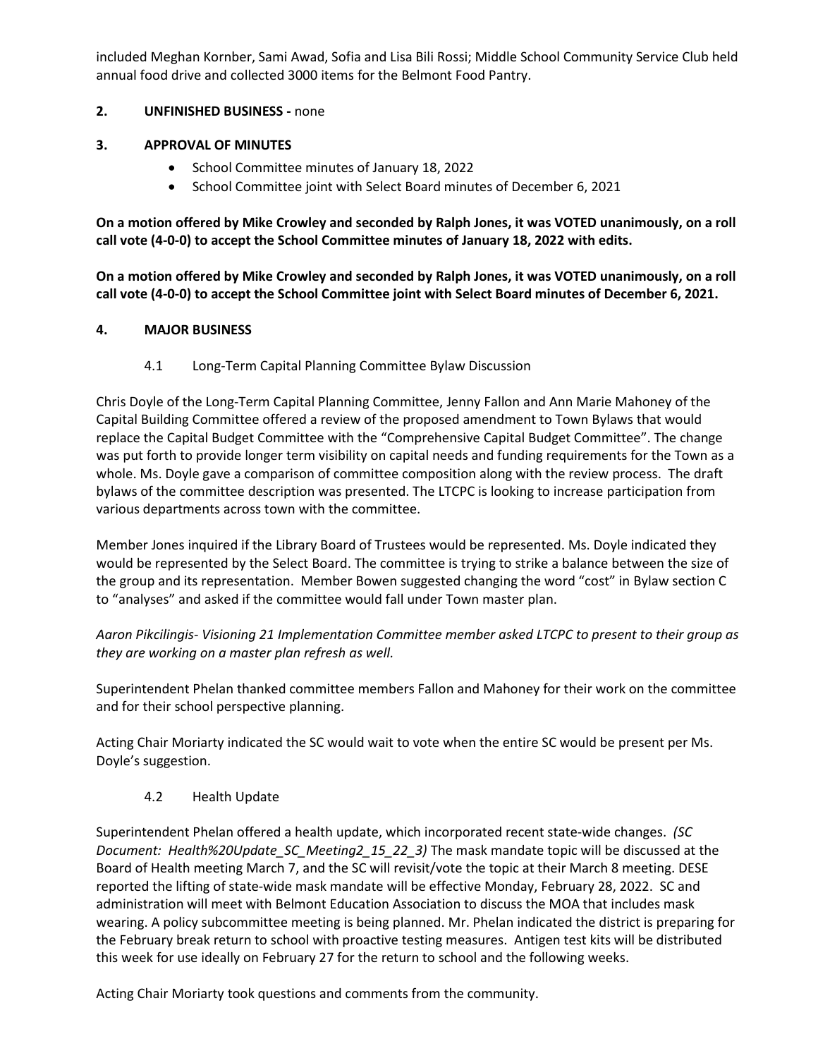included Meghan Kornber, Sami Awad, Sofia and Lisa Bili Rossi; Middle School Community Service Club held annual food drive and collected 3000 items for the Belmont Food Pantry.

**2. UNFINISHED BUSINESS -** none

**3. APPROVAL OF MINUTES**

- School Committee minutes of January 18, 2022
- School Committee joint with Select Board minutes of December 6, 2021

**On a motion offered by Mike Crowley and seconded by Ralph Jones, it was VOTED unanimously, on a roll call vote (4-0-0) to accept the School Committee minutes of January 18, 2022 with edits.**

**On a motion offered by Mike Crowley and seconded by Ralph Jones, it was VOTED unanimously, on a roll call vote (4-0-0) to accept the School Committee joint with Select Board minutes of December 6, 2021.**

**4. MAJOR BUSINESS**

4.1 Long-Term Capital Planning Committee Bylaw Discussion

Chris Doyle of the Long-Term Capital Planning Committee, Jenny Fallon and Ann Marie Mahoney of the Capital Building Committee offered a review of the proposed amendment to Town Bylaws that would replace the Capital Budget Committee with the "Comprehensive Capital Budget Committee". The change was put forth to provide longer term visibility on capital needs and funding requirements for the Town as a whole. Ms. Doyle gave a comparison of committee composition along with the review process. The draft bylaws of the committee description was presented. The LTCPC is looking to increase participation from various departments across town with the committee.

Member Jones inquired if the Library Board of Trustees would be represented. Ms. Doyle indicated they would be represented by the Select Board. The committee is trying to strike a balance between the size of the group and its representation. Member Bowen suggested changing the word "cost" in Bylaw section C to "analyses" and asked if the committee would fall under Town master plan.

*Aaron Pikcilingis- Visioning 21 Implementation Committee member asked LTCPC to present to their group as they are working on a master plan refresh as well.*

Superintendent Phelan thanked committee members Fallon and Mahoney for their work on the committee and for their school perspective planning.

Acting Chair Moriarty indicated the SC would wait to vote when the entire SC would be present per Ms. Doyle's suggestion.

4.2 Health Update

Superintendent Phelan offered a health update, which incorporated recent state-wide changes. *(SC Document: Health%20Update_SC_Meeting2_15_22_3)* The mask mandate topic will be discussed at the Board of Health meeting March 7, and the SC will revisit/vote the topic at their March 8 meeting. DESE reported the lifting of state-wide mask mandate will be effective Monday, February 28, 2022. SC and administration will meet with Belmont Education Association to discuss the MOA that includes mask wearing. A policy subcommittee meeting is being planned. Mr. Phelan indicated the district is preparing for the February break return to school with proactive testing measures. Antigen test kits will be distributed this week for use ideally on February 27 for the return to school and the following weeks.

Acting Chair Moriarty took questions and comments from the community.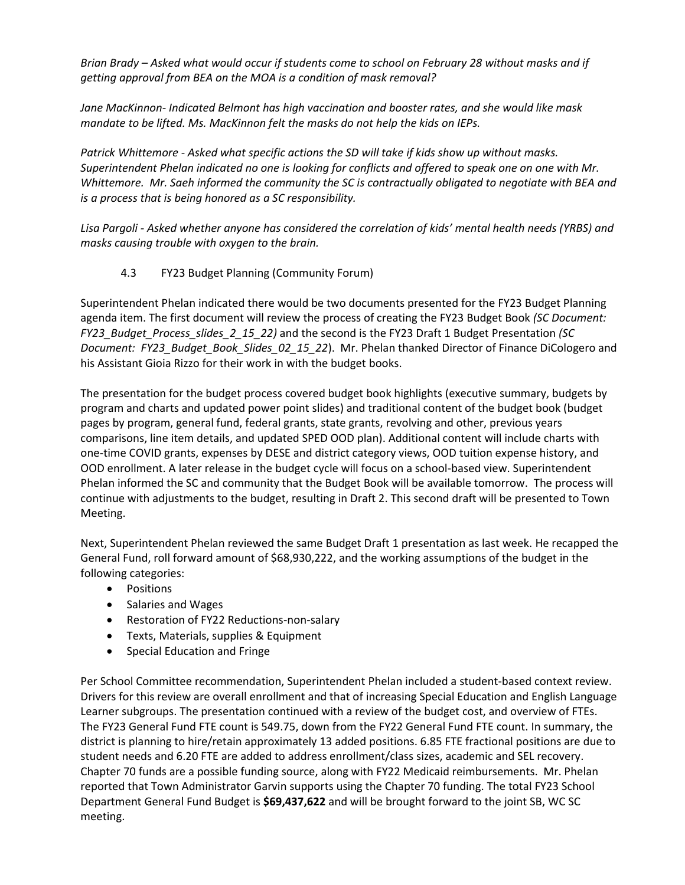*Brian Brady – Asked what would occur if students come to school on February 28 without masks and if getting approval from BEA on the MOA is a condition of mask removal?*

*Jane MacKinnon- Indicated Belmont has high vaccination and booster rates, and she would like mask mandate to be lifted. Ms. MacKinnon felt the masks do not help the kids on IEPs.*

*Patrick Whittemore - Asked what specific actions the SD will take if kids show up without masks. Superintendent Phelan indicated no one is looking for conflicts and offered to speak one on one with Mr. Whittemore. Mr. Saeh informed the community the SC is contractually obligated to negotiate with BEA and is a process that is being honored as a SC responsibility.*

*Lisa Pargoli - Asked whether anyone has considered the correlation of kids' mental health needs (YRBS) and masks causing trouble with oxygen to the brain.*

4.3 FY23 Budget Planning (Community Forum)

Superintendent Phelan indicated there would be two documents presented for the FY23 Budget Planning agenda item. The first document will review the process of creating the FY23 Budget Book *(SC Document: FY23_Budget_Process_slides_2_15_22)* and the second is the FY23 Draft 1 Budget Presentation *(SC Document: FY23_Budget_Book_Slides_02_15_22*). Mr. Phelan thanked Director of Finance DiCologero and his Assistant Gioia Rizzo for their work in with the budget books.

The presentation for the budget process covered budget book highlights (executive summary, budgets by program and charts and updated power point slides) and traditional content of the budget book (budget pages by program, general fund, federal grants, state grants, revolving and other, previous years comparisons, line item details, and updated SPED OOD plan). Additional content will include charts with one-time COVID grants, expenses by DESE and district category views, OOD tuition expense history, and OOD enrollment. A later release in the budget cycle will focus on a school-based view. Superintendent Phelan informed the SC and community that the Budget Book will be available tomorrow. The process will continue with adjustments to the budget, resulting in Draft 2. This second draft will be presented to Town Meeting.

Next, Superintendent Phelan reviewed the same Budget Draft 1 presentation as last week. He recapped the General Fund, roll forward amount of $68,930,222, and the working assumptions of the budget in the following categories:

- Positions
- Salaries and Wages
- Restoration of FY22 Reductions-non-salary
- Texts, Materials, supplies & Equipment
- Special Education and Fringe

Per School Committee recommendation, Superintendent Phelan included a student-based context review. Drivers for this review are overall enrollment and that of increasing Special Education and English Language Learner subgroups. The presentation continued with a review of the budget cost, and overview of FTEs. The FY23 General Fund FTE count is 549.75, down from the FY22 General Fund FTE count. In summary, the district is planning to hire/retain approximately 13 added positions. 6.85 FTE fractional positions are due to student needs and 6.20 FTE are added to address enrollment/class sizes, academic and SEL recovery. Chapter 70 funds are a possible funding source, along with FY22 Medicaid reimbursements. Mr. Phelan reported that Town Administrator Garvin supports using the Chapter 70 funding. The total FY23 School Department General Fund Budget is **$69,437,622** and will be brought forward to the joint SB, WC SC meeting.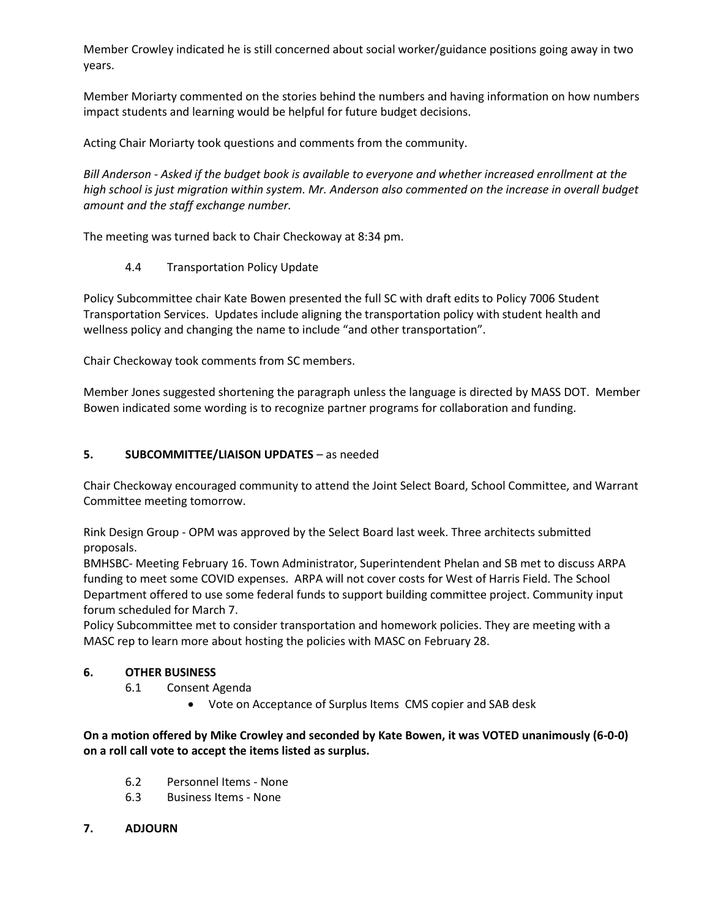Member Crowley indicated he is still concerned about social worker/guidance positions going away in two years.

Member Moriarty commented on the stories behind the numbers and having information on how numbers impact students and learning would be helpful for future budget decisions.

Acting Chair Moriarty took questions and comments from the community.

*Bill Anderson - Asked if the budget book is available to everyone and whether increased enrollment at the high school is just migration within system. Mr. Anderson also commented on the increase in overall budget amount and the staff exchange number.*

The meeting was turned back to Chair Checkoway at 8:34 pm.

4.4 Transportation Policy Update

Policy Subcommittee chair Kate Bowen presented the full SC with draft edits to Policy 7006 Student Transportation Services. Updates include aligning the transportation policy with student health and wellness policy and changing the name to include "and other transportation".

Chair Checkoway took comments from SC members.

Member Jones suggested shortening the paragraph unless the language is directed by MASS DOT. Member Bowen indicated some wording is to recognize partner programs for collaboration and funding.

## 5. SUBCOMMITTEE/LIAISON UPDATES – as needed

Chair Checkoway encouraged community to attend the Joint Select Board, School Committee, and Warrant Committee meeting tomorrow.

Rink Design Group - OPM was approved by the Select Board last week. Three architects submitted proposals.
BMHSBC- Meeting February 16. Town Administrator, Superintendent Phelan and SB met to discuss ARPA funding to meet some COVID expenses. ARPA will not cover costs for West of Harris Field. The School Department offered to use some federal funds to support building committee project. Community input forum scheduled for March 7.
Policy Subcommittee met to consider transportation and homework policies. They are meeting with a MASC rep to learn more about hosting the policies with MASC on February 28.

## 6. OTHER BUSINESS

6.1 Consent Agenda

- Vote on Acceptance of Surplus Items CMS copier and SAB desk

**On a motion offered by Mike Crowley and seconded by Kate Bowen, it was VOTED unanimously (6-0-0) on a roll call vote to accept the items listed as surplus.**

6.2 Personnel Items - None

6.3 Business Items - None

## 7. ADJOURN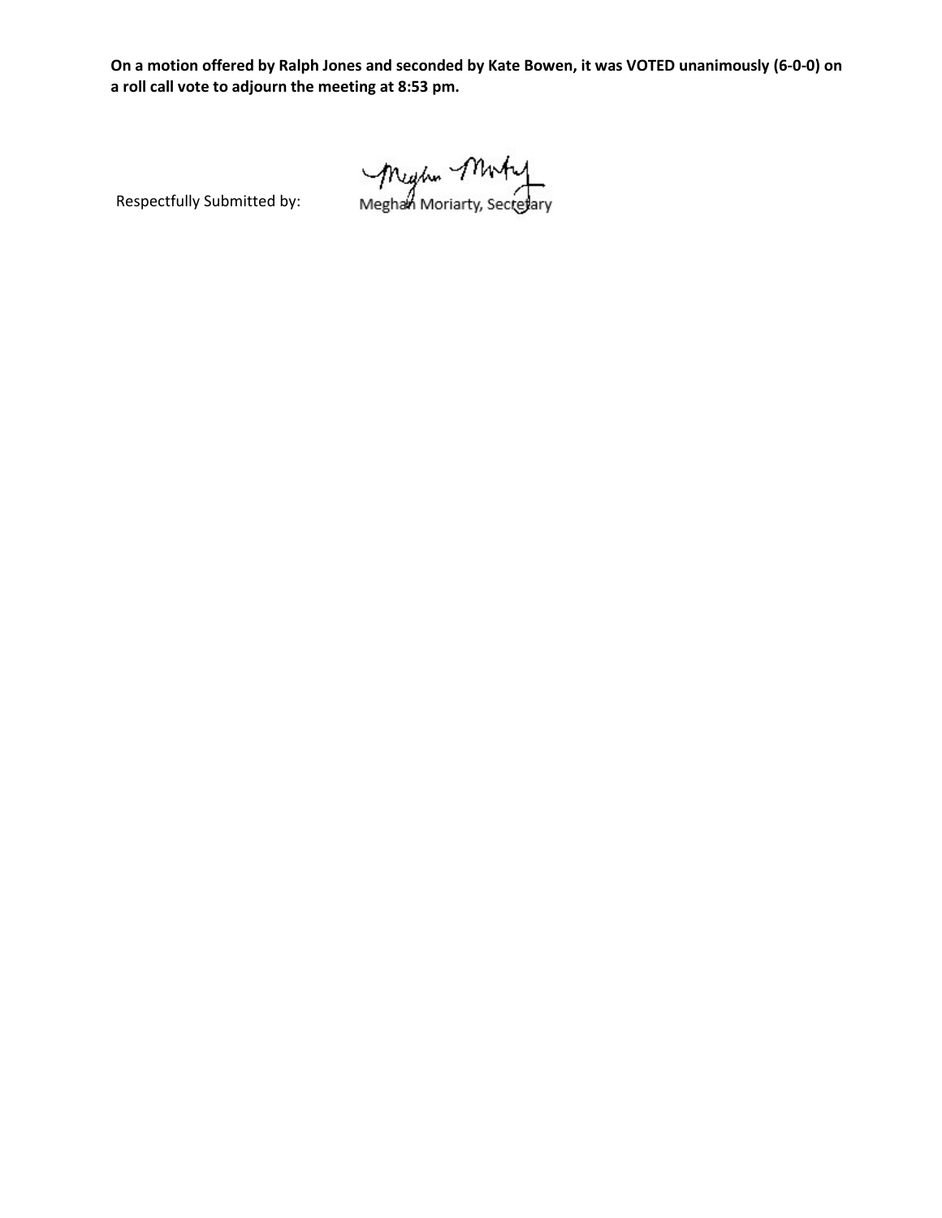**On a motion offered by Ralph Jones and seconded by Kate Bowen, it was VOTED unanimously (6-0-0) on a roll call vote to adjourn the meeting at 8:53 pm.**

Respectfully Submitted by: Meghan Moriarty, Secretary